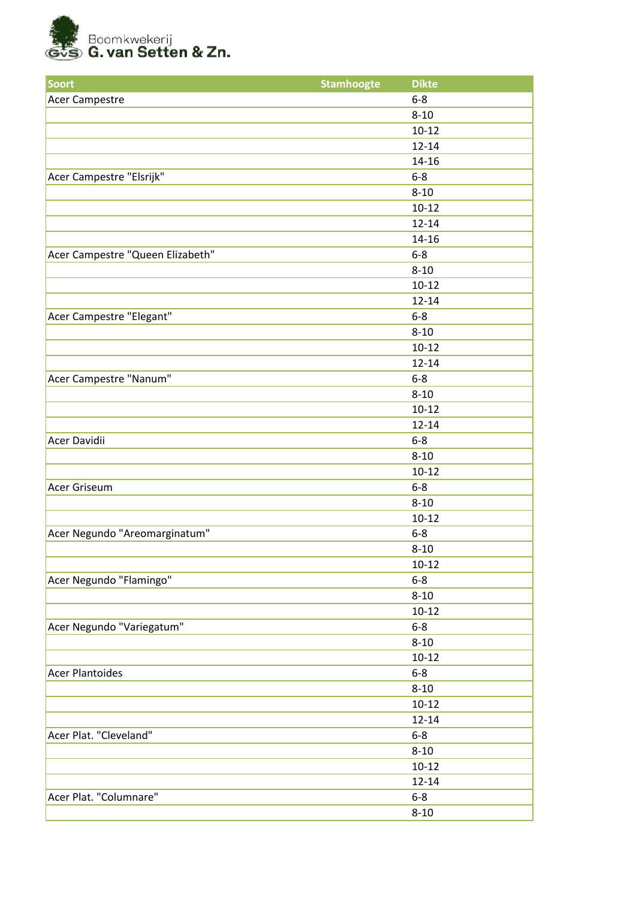Boomkwekerij
G. van Setten & Zn.

| Soort | Stamhoogte | Dikte |
|---|---|---|
| Acer Campestre | | 6-8 |
| | | 8-10 |
| | | 10-12 |
| | | 12-14 |
| | | 14-16 |
| Acer Campestre "Elsrijk" | | 6-8 |
| | | 8-10 |
| | | 10-12 |
| | | 12-14 |
| | | 14-16 |
| Acer Campestre "Queen Elizabeth" | | 6-8 |
| | | 8-10 |
| | | 10-12 |
| | | 12-14 |
| Acer Campestre "Elegant" | | 6-8 |
| | | 8-10 |
| | | 10-12 |
| | | 12-14 |
| Acer Campestre "Nanum" | | 6-8 |
| | | 8-10 |
| | | 10-12 |
| | | 12-14 |
| Acer Davidii | | 6-8 |
| | | 8-10 |
| | | 10-12 |
| Acer Griseum | | 6-8 |
| | | 8-10 |
| | | 10-12 |
| Acer Negundo "Areomarginatum" | | 6-8 |
| | | 8-10 |
| | | 10-12 |
| Acer Negundo "Flamingo" | | 6-8 |
| | | 8-10 |
| | | 10-12 |
| Acer Negundo "Variegatum" | | 6-8 |
| | | 8-10 |
| | | 10-12 |
| Acer Plantoides | | 6-8 |
| | | 8-10 |
| | | 10-12 |
| | | 12-14 |
| Acer Plat. "Cleveland" | | 6-8 |
| | | 8-10 |
| | | 10-12 |
| | | 12-14 |
| Acer Plat. "Columnare" | | 6-8 |
| | | 8-10 |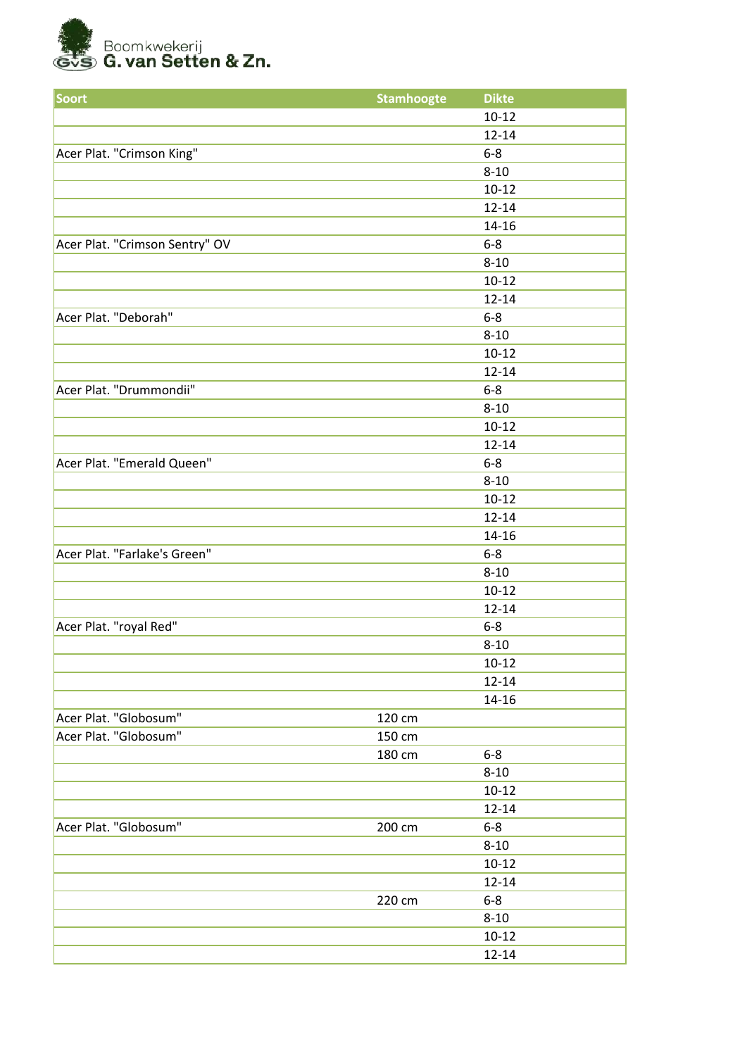Boomkwekerij
**G. van Setten & Zn.**

| Soort | Stamhoogte | Dikte |
|---|---|---|
| | | 10-12 |
| | | 12-14 |
| Acer Plat. "Crimson King" | | 6-8 |
| | | 8-10 |
| | | 10-12 |
| | | 12-14 |
| | | 14-16 |
| Acer Plat. "Crimson Sentry" OV | | 6-8 |
| | | 8-10 |
| | | 10-12 |
| | | 12-14 |
| Acer Plat. "Deborah" | | 6-8 |
| | | 8-10 |
| | | 10-12 |
| | | 12-14 |
| Acer Plat. "Drummondii" | | 6-8 |
| | | 8-10 |
| | | 10-12 |
| | | 12-14 |
| Acer Plat. "Emerald Queen" | | 6-8 |
| | | 8-10 |
| | | 10-12 |
| | | 12-14 |
| | | 14-16 |
| Acer Plat. "Farlake's Green" | | 6-8 |
| | | 8-10 |
| | | 10-12 |
| | | 12-14 |
| Acer Plat. "royal Red" | | 6-8 |
| | | 8-10 |
| | | 10-12 |
| | | 12-14 |
| | | 14-16 |
| Acer Plat. "Globosum" | 120 cm | |
| Acer Plat. "Globosum" | 150 cm | |
| | 180 cm | 6-8 |
| | | 8-10 |
| | | 10-12 |
| | | 12-14 |
| Acer Plat. "Globosum" | 200 cm | 6-8 |
| | | 8-10 |
| | | 10-12 |
| | | 12-14 |
| | 220 cm | 6-8 |
| | | 8-10 |
| | | 10-12 |
| | | 12-14 |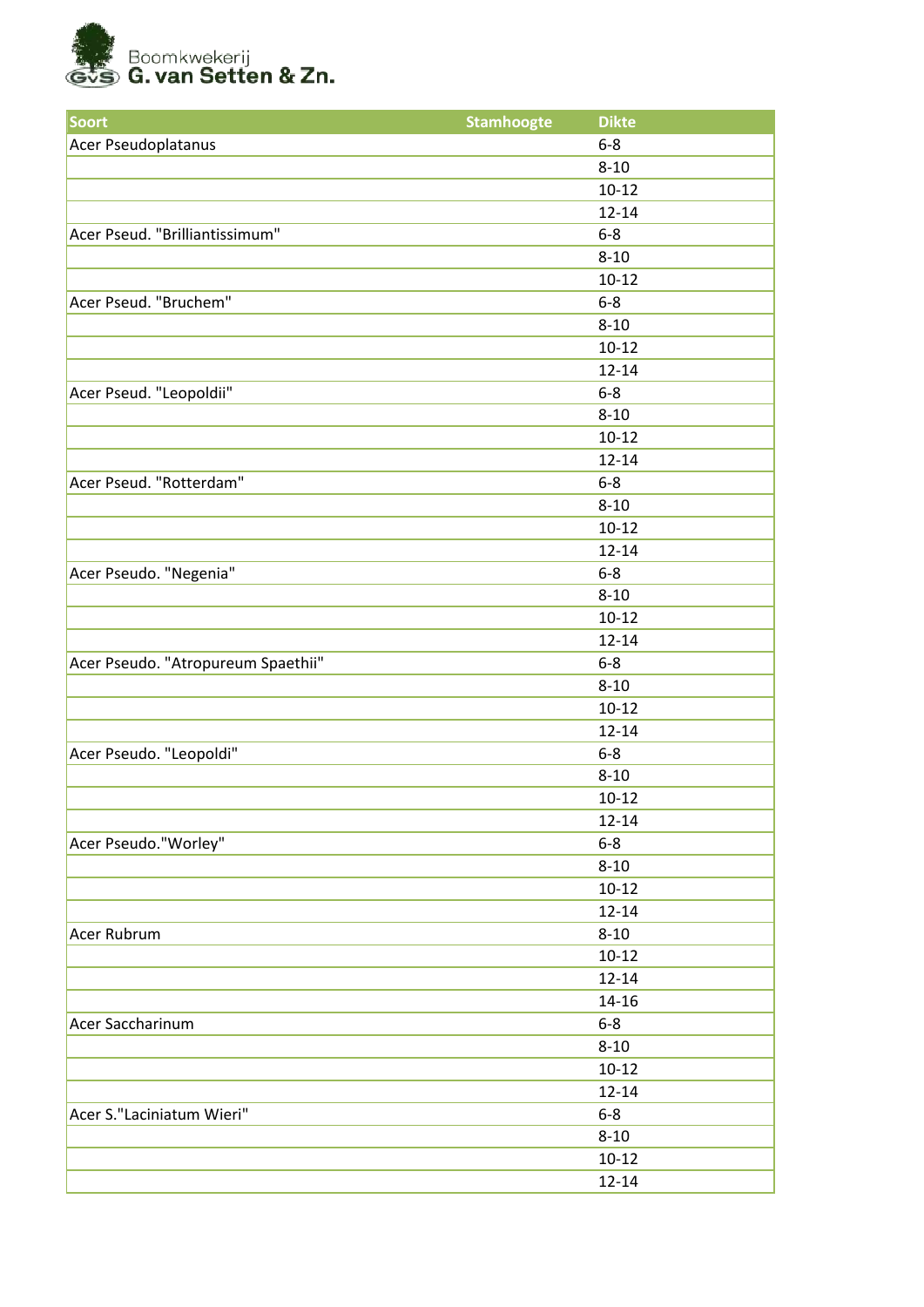Boomkwekerij
**G. van Setten & Zn.**

| Soort | Stamhoogte | Dikte |
|---|---|---|
| Acer Pseudoplatanus | | 6-8 |
| | | 8-10 |
| | | 10-12 |
| | | 12-14 |
| Acer Pseud. "Brilliantissimum" | | 6-8 |
| | | 8-10 |
| | | 10-12 |
| Acer Pseud. "Bruchem" | | 6-8 |
| | | 8-10 |
| | | 10-12 |
| | | 12-14 |
| Acer Pseud. "Leopoldii" | | 6-8 |
| | | 8-10 |
| | | 10-12 |
| | | 12-14 |
| Acer Pseud. "Rotterdam" | | 6-8 |
| | | 8-10 |
| | | 10-12 |
| | | 12-14 |
| Acer Pseudo. "Negenia" | | 6-8 |
| | | 8-10 |
| | | 10-12 |
| | | 12-14 |
| Acer Pseudo. "Atropureum Spaethii" | | 6-8 |
| | | 8-10 |
| | | 10-12 |
| | | 12-14 |
| Acer Pseudo. "Leopoldi" | | 6-8 |
| | | 8-10 |
| | | 10-12 |
| | | 12-14 |
| Acer Pseudo."Worley" | | 6-8 |
| | | 8-10 |
| | | 10-12 |
| | | 12-14 |
| Acer Rubrum | | 8-10 |
| | | 10-12 |
| | | 12-14 |
| | | 14-16 |
| Acer Saccharinum | | 6-8 |
| | | 8-10 |
| | | 10-12 |
| | | 12-14 |
| Acer S."Laciniatum Wieri" | | 6-8 |
| | | 8-10 |
| | | 10-12 |
| | | 12-14 |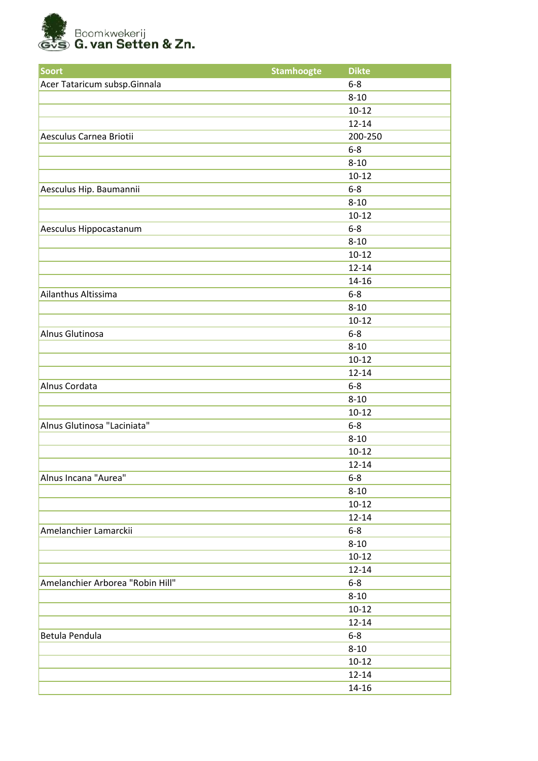Boomkwekerij G. van Setten & Zn.

| Soort | Stamhoogte | Dikte |
|---|---|---|
| Acer Tataricum subsp.Ginnala | | 6-8 |
| | | 8-10 |
| | | 10-12 |
| | | 12-14 |
| Aesculus Carnea Briotii | | 200-250 |
| | | 6-8 |
| | | 8-10 |
| | | 10-12 |
| Aesculus Hip. Baumannii | | 6-8 |
| | | 8-10 |
| | | 10-12 |
| Aesculus Hippocastanum | | 6-8 |
| | | 8-10 |
| | | 10-12 |
| | | 12-14 |
| | | 14-16 |
| Ailanthus Altissima | | 6-8 |
| | | 8-10 |
| | | 10-12 |
| Alnus Glutinosa | | 6-8 |
| | | 8-10 |
| | | 10-12 |
| | | 12-14 |
| Alnus Cordata | | 6-8 |
| | | 8-10 |
| | | 10-12 |
| Alnus Glutinosa "Laciniata" | | 6-8 |
| | | 8-10 |
| | | 10-12 |
| | | 12-14 |
| Alnus Incana "Aurea" | | 6-8 |
| | | 8-10 |
| | | 10-12 |
| | | 12-14 |
| Amelanchier Lamarckii | | 6-8 |
| | | 8-10 |
| | | 10-12 |
| | | 12-14 |
| Amelanchier Arborea "Robin Hill" | | 6-8 |
| | | 8-10 |
| | | 10-12 |
| | | 12-14 |
| Betula Pendula | | 6-8 |
| | | 8-10 |
| | | 10-12 |
| | | 12-14 |
| | | 14-16 |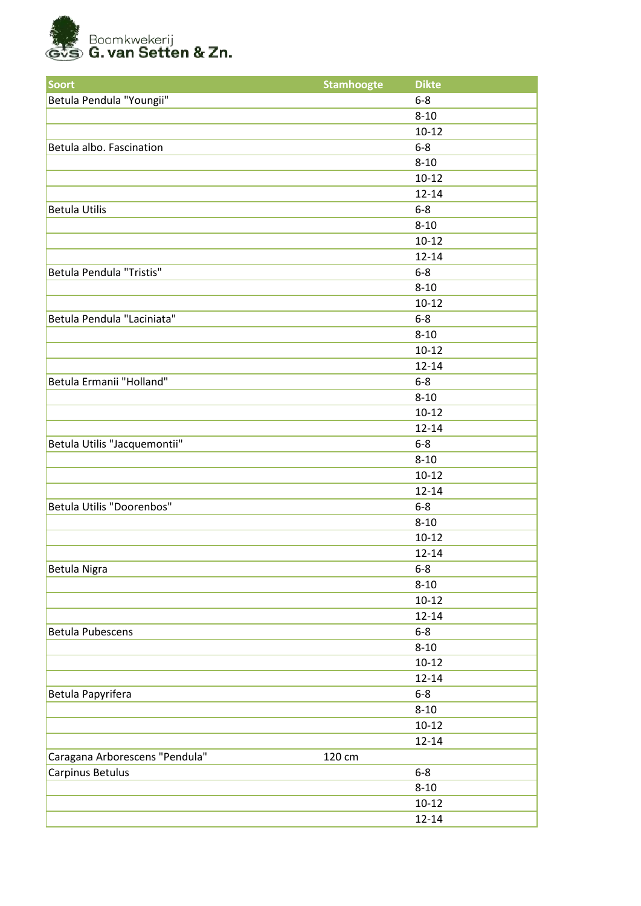Boomkwekerij **G. van Setten & Zn.**

| Soort | Stamhoogte | Dikte |
|---|---|---|
| Betula Pendula "Youngii" | | 6-8 |
| | | 8-10 |
| | | 10-12 |
| Betula albo. Fascination | | 6-8 |
| | | 8-10 |
| | | 10-12 |
| | | 12-14 |
| Betula Utilis | | 6-8 |
| | | 8-10 |
| | | 10-12 |
| | | 12-14 |
| Betula Pendula "Tristis" | | 6-8 |
| | | 8-10 |
| | | 10-12 |
| Betula Pendula "Laciniata" | | 6-8 |
| | | 8-10 |
| | | 10-12 |
| | | 12-14 |
| Betula Ermanii "Holland" | | 6-8 |
| | | 8-10 |
| | | 10-12 |
| | | 12-14 |
| Betula Utilis "Jacquemontii" | | 6-8 |
| | | 8-10 |
| | | 10-12 |
| | | 12-14 |
| Betula Utilis "Doorenbos" | | 6-8 |
| | | 8-10 |
| | | 10-12 |
| | | 12-14 |
| Betula Nigra | | 6-8 |
| | | 8-10 |
| | | 10-12 |
| | | 12-14 |
| Betula Pubescens | | 6-8 |
| | | 8-10 |
| | | 10-12 |
| | | 12-14 |
| Betula Papyrifera | | 6-8 |
| | | 8-10 |
| | | 10-12 |
| | | 12-14 |
| Caragana Arborescens "Pendula" | 120 cm | |
| Carpinus Betulus | | 6-8 |
| | | 8-10 |
| | | 10-12 |
| | | 12-14 |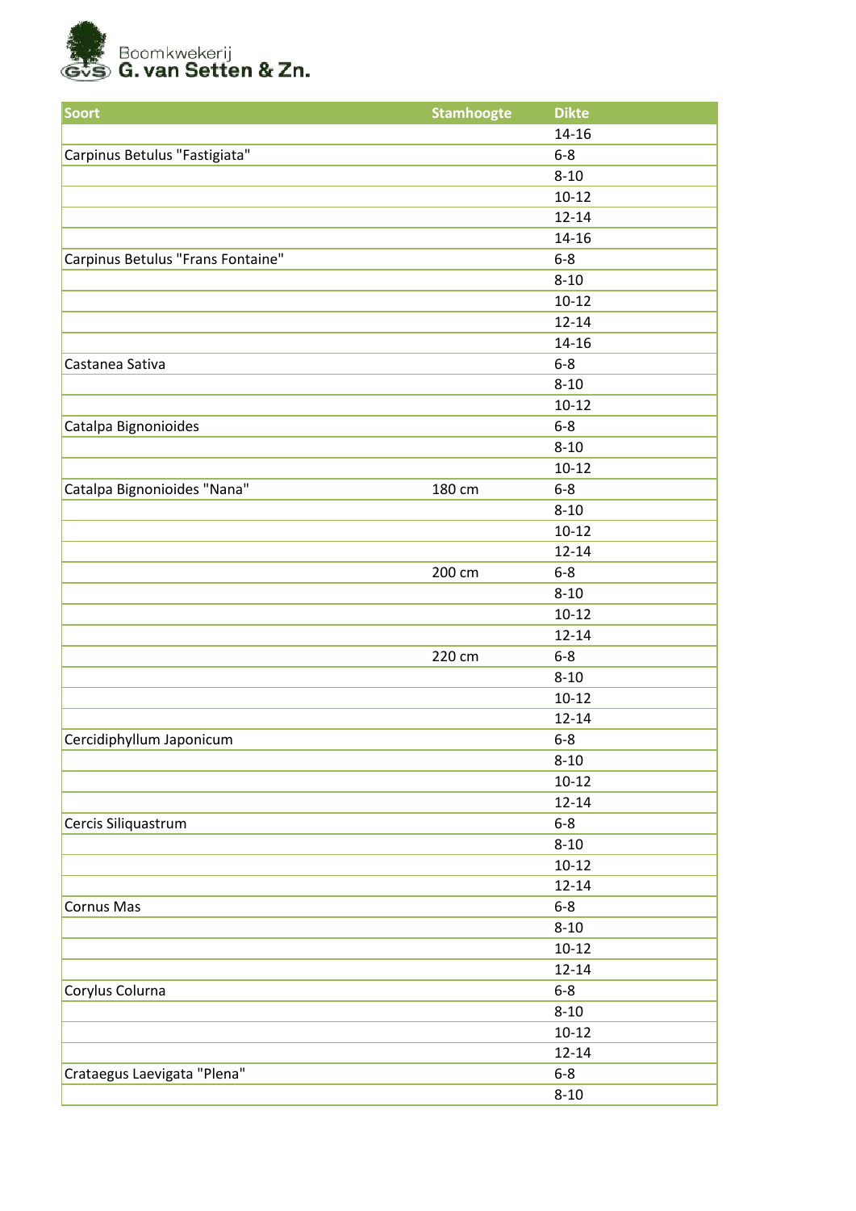| Soort | Stamhoogte | Dikte |
|---|---|---|
| | | 14-16 |
| Carpinus Betulus "Fastigiata" | | 6-8 |
| | | 8-10 |
| | | 10-12 |
| | | 12-14 |
| | | 14-16 |
| Carpinus Betulus "Frans Fontaine" | | 6-8 |
| | | 8-10 |
| | | 10-12 |
| | | 12-14 |
| | | 14-16 |
| Castanea Sativa | | 6-8 |
| | | 8-10 |
| | | 10-12 |
| Catalpa Bignonioides | | 6-8 |
| | | 8-10 |
| | | 10-12 |
| Catalpa Bignonioides "Nana" | 180 cm | 6-8 |
| | | 8-10 |
| | | 10-12 |
| | | 12-14 |
| | 200 cm | 6-8 |
| | | 8-10 |
| | | 10-12 |
| | | 12-14 |
| | 220 cm | 6-8 |
| | | 8-10 |
| | | 10-12 |
| | | 12-14 |
| Cercidiphyllum Japonicum | | 6-8 |
| | | 8-10 |
| | | 10-12 |
| | | 12-14 |
| Cercis Siliquastrum | | 6-8 |
| | | 8-10 |
| | | 10-12 |
| | | 12-14 |
| Cornus Mas | | 6-8 |
| | | 8-10 |
| | | 10-12 |
| | | 12-14 |
| Corylus Colurna | | 6-8 |
| | | 8-10 |
| | | 10-12 |
| | | 12-14 |
| Crataegus Laevigata "Plena" | | 6-8 |
| | | 8-10 |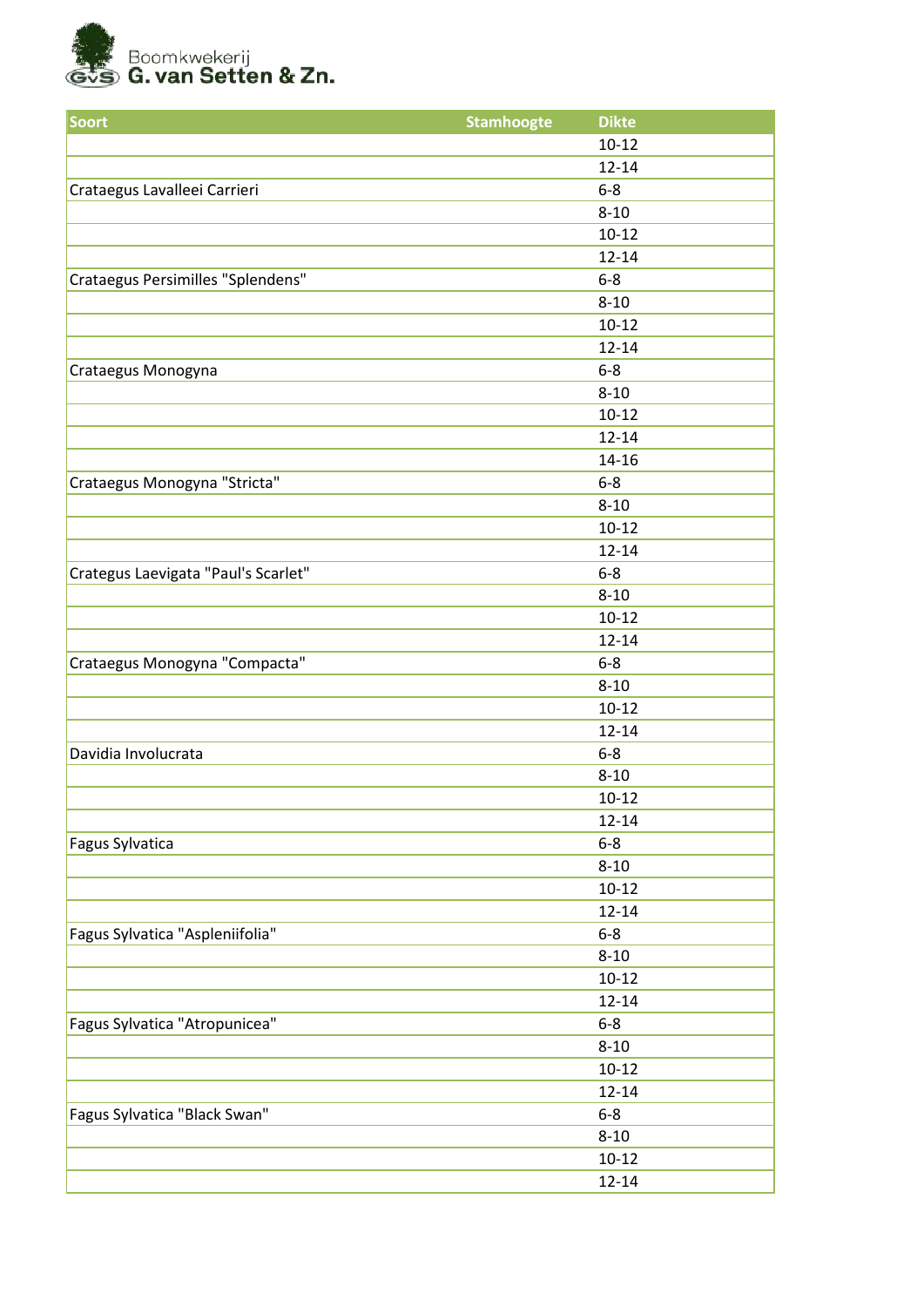Boomkwekerij
G. van Setten & Zn.

| Soort | Stamhoogte | Dikte |
|---|---|---|
| | | 10-12 |
| | | 12-14 |
| Crataegus Lavalleei Carrieri | | 6-8 |
| | | 8-10 |
| | | 10-12 |
| | | 12-14 |
| Crataegus Persimilles "Splendens" | | 6-8 |
| | | 8-10 |
| | | 10-12 |
| | | 12-14 |
| Crataegus Monogyna | | 6-8 |
| | | 8-10 |
| | | 10-12 |
| | | 12-14 |
| | | 14-16 |
| Crataegus Monogyna "Stricta" | | 6-8 |
| | | 8-10 |
| | | 10-12 |
| | | 12-14 |
| Crategus Laevigata "Paul's Scarlet" | | 6-8 |
| | | 8-10 |
| | | 10-12 |
| | | 12-14 |
| Crataegus Monogyna "Compacta" | | 6-8 |
| | | 8-10 |
| | | 10-12 |
| | | 12-14 |
| Davidia Involucrata | | 6-8 |
| | | 8-10 |
| | | 10-12 |
| | | 12-14 |
| Fagus Sylvatica | | 6-8 |
| | | 8-10 |
| | | 10-12 |
| | | 12-14 |
| Fagus Sylvatica "Aspleniifolia" | | 6-8 |
| | | 8-10 |
| | | 10-12 |
| | | 12-14 |
| Fagus Sylvatica "Atropunicea" | | 6-8 |
| | | 8-10 |
| | | 10-12 |
| | | 12-14 |
| Fagus Sylvatica "Black Swan" | | 6-8 |
| | | 8-10 |
| | | 10-12 |
| | | 12-14 |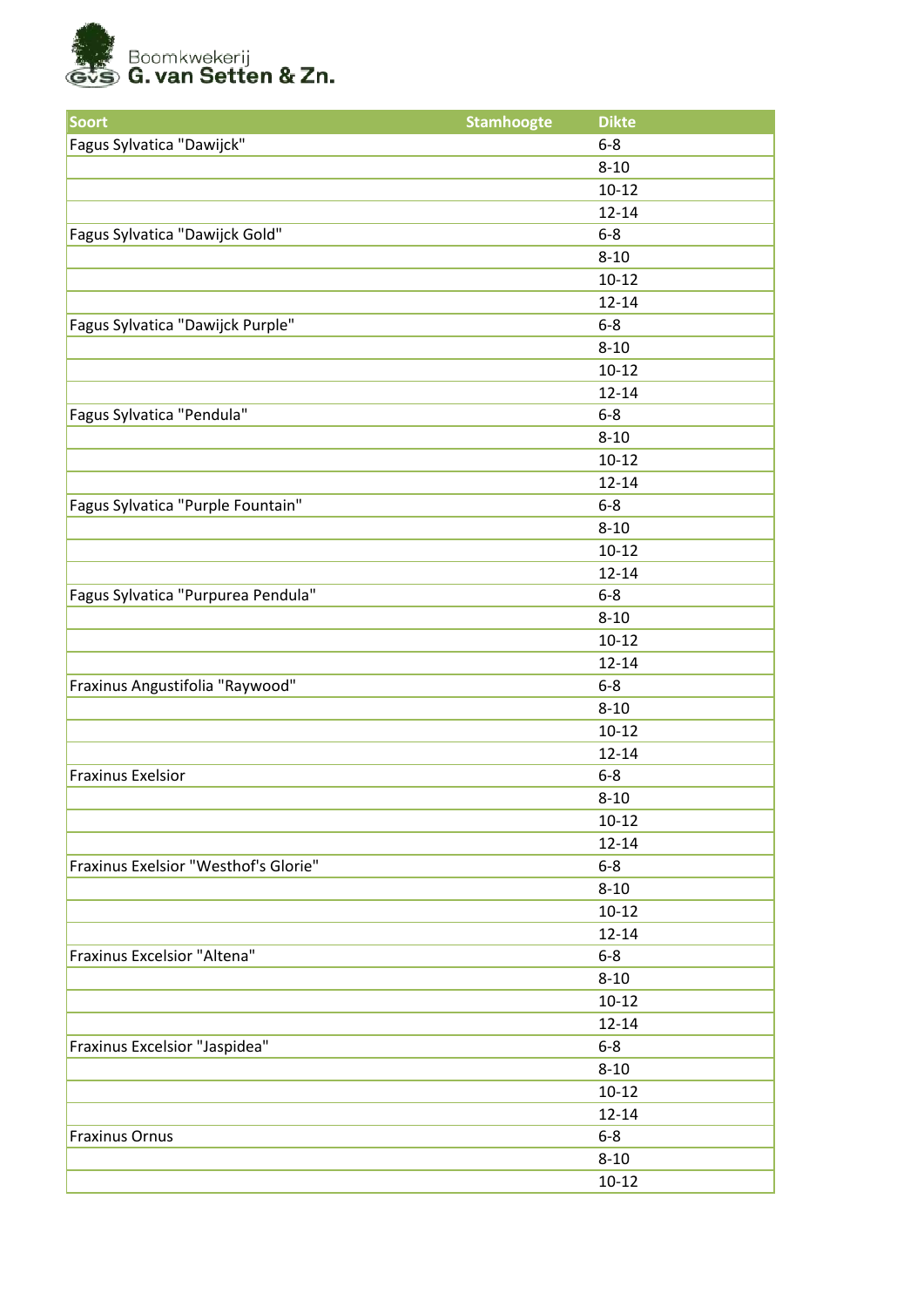Boomkwekerij
**G. van Setten & Zn.**

| Soort | Stamhoogte | Dikte |
|---|---|---|
| Fagus Sylvatica "Dawijck" | | 6-8 |
| | | 8-10 |
| | | 10-12 |
| | | 12-14 |
| Fagus Sylvatica "Dawijck Gold" | | 6-8 |
| | | 8-10 |
| | | 10-12 |
| | | 12-14 |
| Fagus Sylvatica "Dawijck Purple" | | 6-8 |
| | | 8-10 |
| | | 10-12 |
| | | 12-14 |
| Fagus Sylvatica "Pendula" | | 6-8 |
| | | 8-10 |
| | | 10-12 |
| | | 12-14 |
| Fagus Sylvatica "Purple Fountain" | | 6-8 |
| | | 8-10 |
| | | 10-12 |
| | | 12-14 |
| Fagus Sylvatica "Purpurea Pendula" | | 6-8 |
| | | 8-10 |
| | | 10-12 |
| | | 12-14 |
| Fraxinus Angustifolia "Raywood" | | 6-8 |
| | | 8-10 |
| | | 10-12 |
| | | 12-14 |
| Fraxinus Exelsior | | 6-8 |
| | | 8-10 |
| | | 10-12 |
| | | 12-14 |
| Fraxinus Exelsior "Westhof's Glorie" | | 6-8 |
| | | 8-10 |
| | | 10-12 |
| | | 12-14 |
| Fraxinus Excelsior "Altena" | | 6-8 |
| | | 8-10 |
| | | 10-12 |
| | | 12-14 |
| Fraxinus Excelsior "Jaspidea" | | 6-8 |
| | | 8-10 |
| | | 10-12 |
| | | 12-14 |
| Fraxinus Ornus | | 6-8 |
| | | 8-10 |
| | | 10-12 |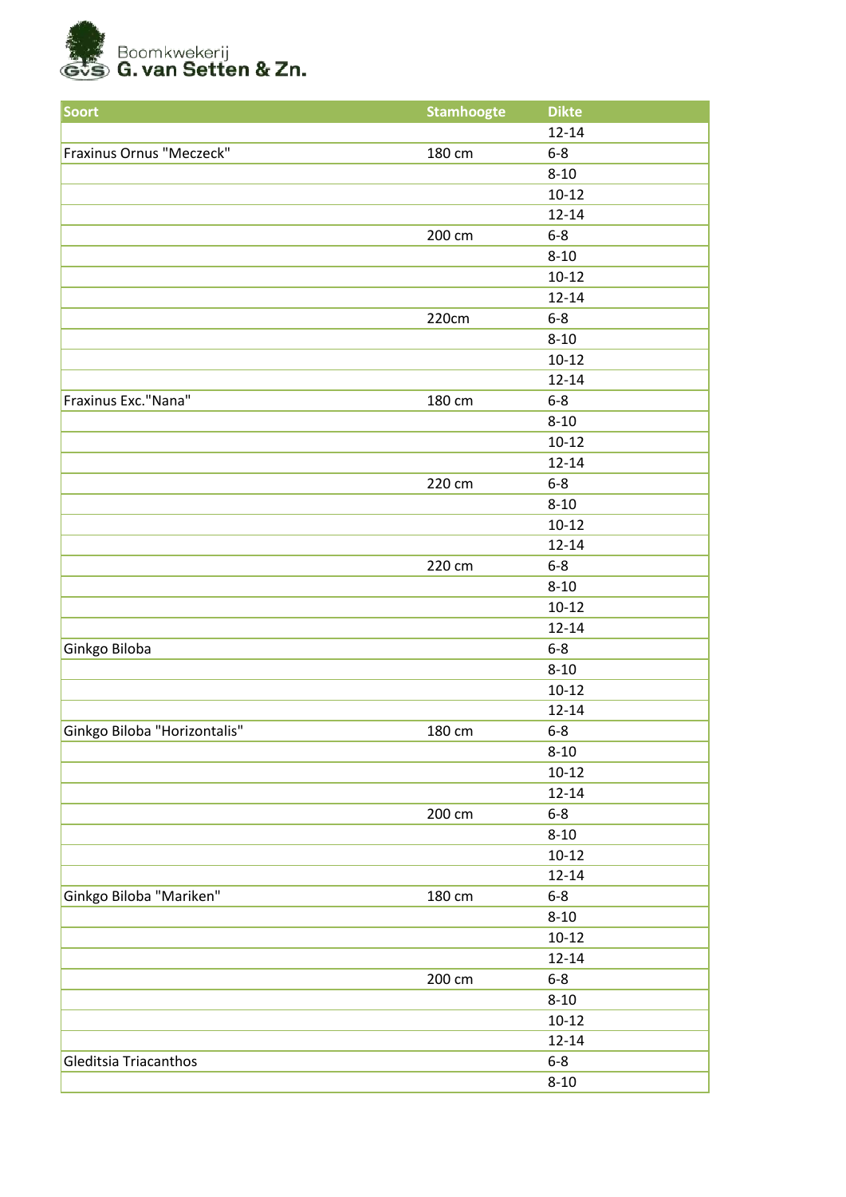Boomkwekerij **G. van Setten & Zn.**

| Soort | Stamhoogte | Dikte |
|---|---|---|
| | | 12-14 |
| Fraxinus Ornus "Meczeck" | 180 cm | 6-8 |
| | | 8-10 |
| | | 10-12 |
| | | 12-14 |
| | 200 cm | 6-8 |
| | | 8-10 |
| | | 10-12 |
| | | 12-14 |
| | 220cm | 6-8 |
| | | 8-10 |
| | | 10-12 |
| | | 12-14 |
| Fraxinus Exc."Nana" | 180 cm | 6-8 |
| | | 8-10 |
| | | 10-12 |
| | | 12-14 |
| | 220 cm | 6-8 |
| | | 8-10 |
| | | 10-12 |
| | | 12-14 |
| | 220 cm | 6-8 |
| | | 8-10 |
| | | 10-12 |
| | | 12-14 |
| Ginkgo Biloba | | 6-8 |
| | | 8-10 |
| | | 10-12 |
| | | 12-14 |
| Ginkgo Biloba "Horizontalis" | 180 cm | 6-8 |
| | | 8-10 |
| | | 10-12 |
| | | 12-14 |
| | 200 cm | 6-8 |
| | | 8-10 |
| | | 10-12 |
| | | 12-14 |
| Ginkgo Biloba "Mariken" | 180 cm | 6-8 |
| | | 8-10 |
| | | 10-12 |
| | | 12-14 |
| | 200 cm | 6-8 |
| | | 8-10 |
| | | 10-12 |
| | | 12-14 |
| Gleditsia Triacanthos | | 6-8 |
| | | 8-10 |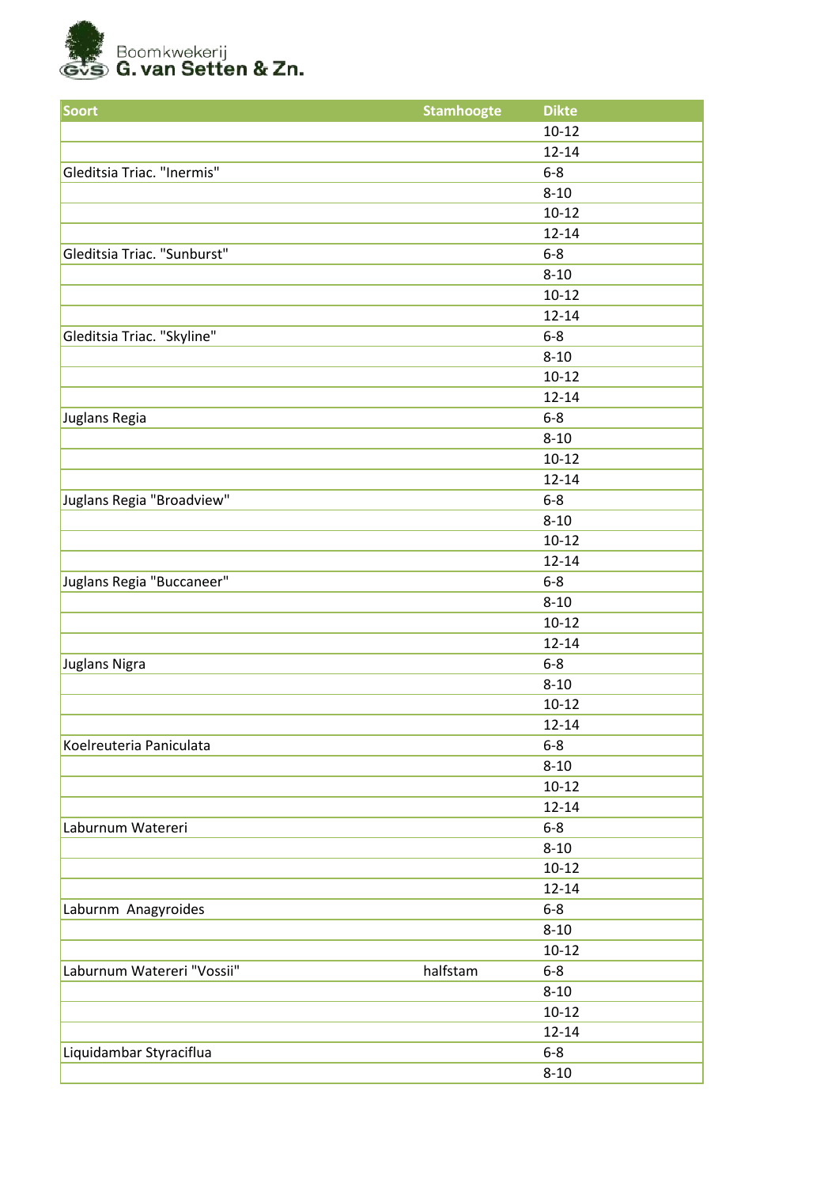Boomkwekerij
G. van Setten & Zn.

| Soort | Stamhoogte | Dikte |
|---|---|---|
| | | 10-12 |
| | | 12-14 |
| Gleditsia Triac. "Inermis" | | 6-8 |
| | | 8-10 |
| | | 10-12 |
| | | 12-14 |
| Gleditsia Triac. "Sunburst" | | 6-8 |
| | | 8-10 |
| | | 10-12 |
| | | 12-14 |
| Gleditsia Triac. "Skyline" | | 6-8 |
| | | 8-10 |
| | | 10-12 |
| | | 12-14 |
| Juglans Regia | | 6-8 |
| | | 8-10 |
| | | 10-12 |
| | | 12-14 |
| Juglans Regia "Broadview" | | 6-8 |
| | | 8-10 |
| | | 10-12 |
| | | 12-14 |
| Juglans Regia "Buccaneer" | | 6-8 |
| | | 8-10 |
| | | 10-12 |
| | | 12-14 |
| Juglans Nigra | | 6-8 |
| | | 8-10 |
| | | 10-12 |
| | | 12-14 |
| Koelreuteria Paniculata | | 6-8 |
| | | 8-10 |
| | | 10-12 |
| | | 12-14 |
| Laburnum Watereri | | 6-8 |
| | | 8-10 |
| | | 10-12 |
| | | 12-14 |
| Laburnm  Anagyroides | | 6-8 |
| | | 8-10 |
| | | 10-12 |
| Laburnum Watereri "Vossii" | halfstam | 6-8 |
| | | 8-10 |
| | | 10-12 |
| | | 12-14 |
| Liquidambar Styraciflua | | 6-8 |
| | | 8-10 |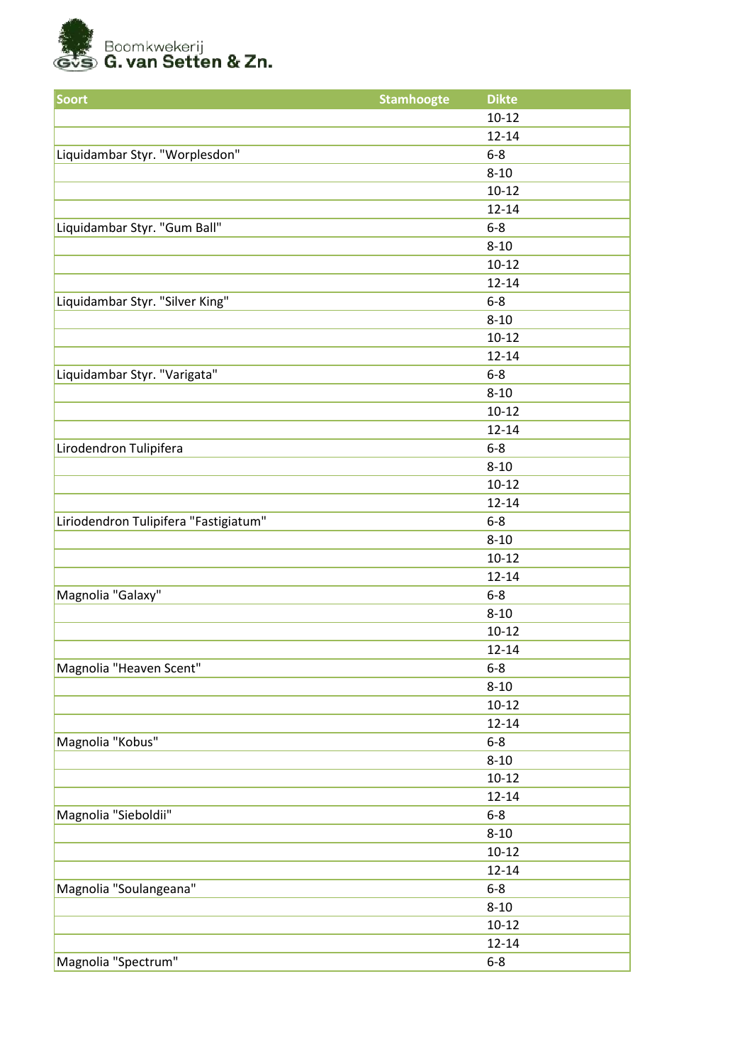Boomkwekerij **G. van Setten & Zn.**

| Soort | Stamhoogte | Dikte |
|---|---|---|
| | | 10-12 |
| | | 12-14 |
| Liquidambar Styr. "Worplesdon" | | 6-8 |
| | | 8-10 |
| | | 10-12 |
| | | 12-14 |
| Liquidambar Styr. "Gum Ball" | | 6-8 |
| | | 8-10 |
| | | 10-12 |
| | | 12-14 |
| Liquidambar Styr. "Silver King" | | 6-8 |
| | | 8-10 |
| | | 10-12 |
| | | 12-14 |
| Liquidambar Styr. "Varigata" | | 6-8 |
| | | 8-10 |
| | | 10-12 |
| | | 12-14 |
| Lirodendron Tulipifera | | 6-8 |
| | | 8-10 |
| | | 10-12 |
| | | 12-14 |
| Liriodendron Tulipifera "Fastigiatum" | | 6-8 |
| | | 8-10 |
| | | 10-12 |
| | | 12-14 |
| Magnolia "Galaxy" | | 6-8 |
| | | 8-10 |
| | | 10-12 |
| | | 12-14 |
| Magnolia "Heaven Scent" | | 6-8 |
| | | 8-10 |
| | | 10-12 |
| | | 12-14 |
| Magnolia "Kobus" | | 6-8 |
| | | 8-10 |
| | | 10-12 |
| | | 12-14 |
| Magnolia "Sieboldii" | | 6-8 |
| | | 8-10 |
| | | 10-12 |
| | | 12-14 |
| Magnolia "Soulangeana" | | 6-8 |
| | | 8-10 |
| | | 10-12 |
| | | 12-14 |
| Magnolia "Spectrum" | | 6-8 |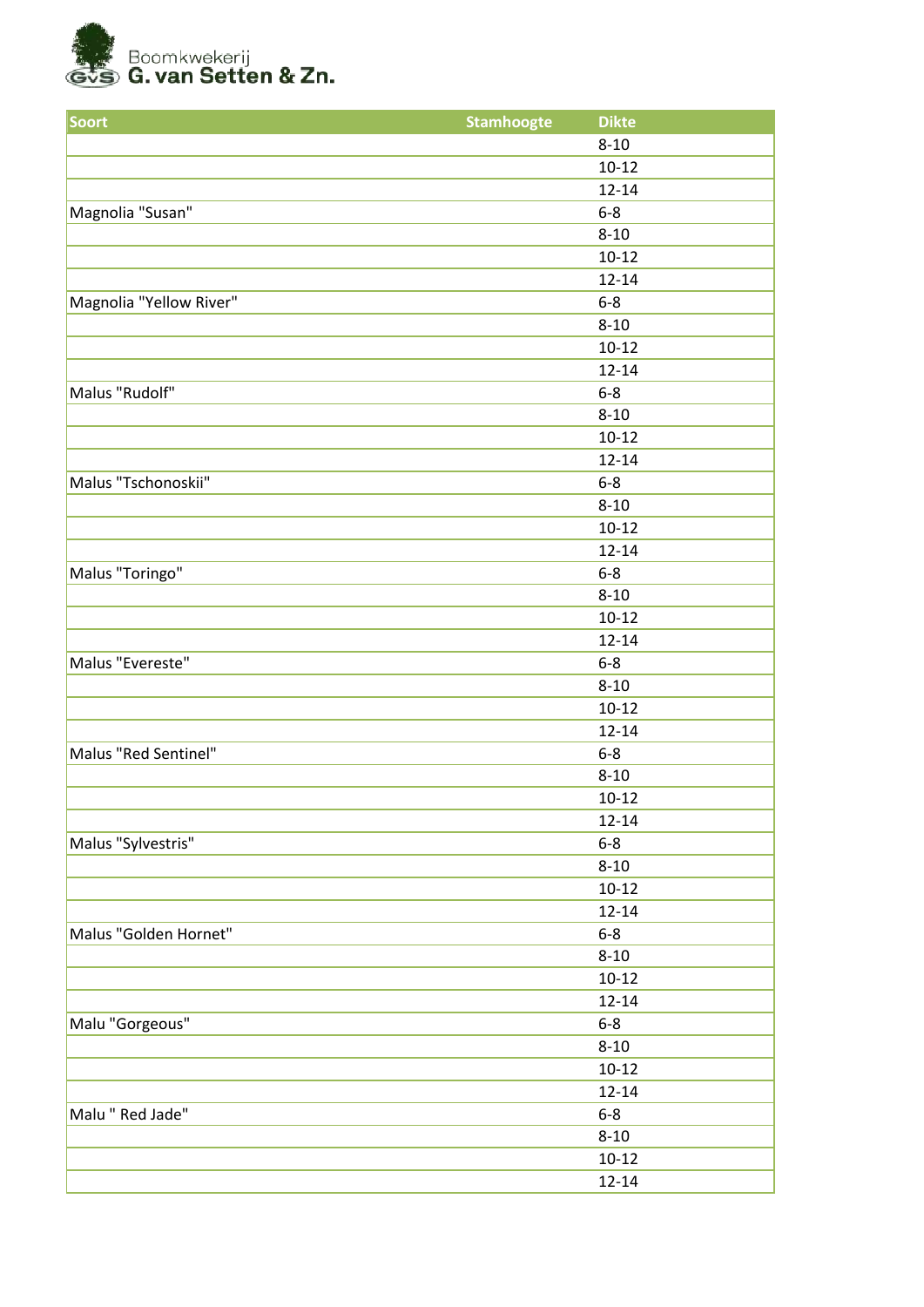Boomkwekerij
G. van Setten & Zn.

| Soort | Stamhoogte | Dikte |
|---|---|---|
| | | 8-10 |
| | | 10-12 |
| | | 12-14 |
| Magnolia "Susan" | | 6-8 |
| | | 8-10 |
| | | 10-12 |
| | | 12-14 |
| Magnolia "Yellow River" | | 6-8 |
| | | 8-10 |
| | | 10-12 |
| | | 12-14 |
| Malus "Rudolf" | | 6-8 |
| | | 8-10 |
| | | 10-12 |
| | | 12-14 |
| Malus "Tschonoskii" | | 6-8 |
| | | 8-10 |
| | | 10-12 |
| | | 12-14 |
| Malus "Toringo" | | 6-8 |
| | | 8-10 |
| | | 10-12 |
| | | 12-14 |
| Malus "Evereste" | | 6-8 |
| | | 8-10 |
| | | 10-12 |
| | | 12-14 |
| Malus "Red Sentinel" | | 6-8 |
| | | 8-10 |
| | | 10-12 |
| | | 12-14 |
| Malus "Sylvestris" | | 6-8 |
| | | 8-10 |
| | | 10-12 |
| | | 12-14 |
| Malus "Golden Hornet" | | 6-8 |
| | | 8-10 |
| | | 10-12 |
| | | 12-14 |
| Malu "Gorgeous" | | 6-8 |
| | | 8-10 |
| | | 10-12 |
| | | 12-14 |
| Malu " Red Jade" | | 6-8 |
| | | 8-10 |
| | | 10-12 |
| | | 12-14 |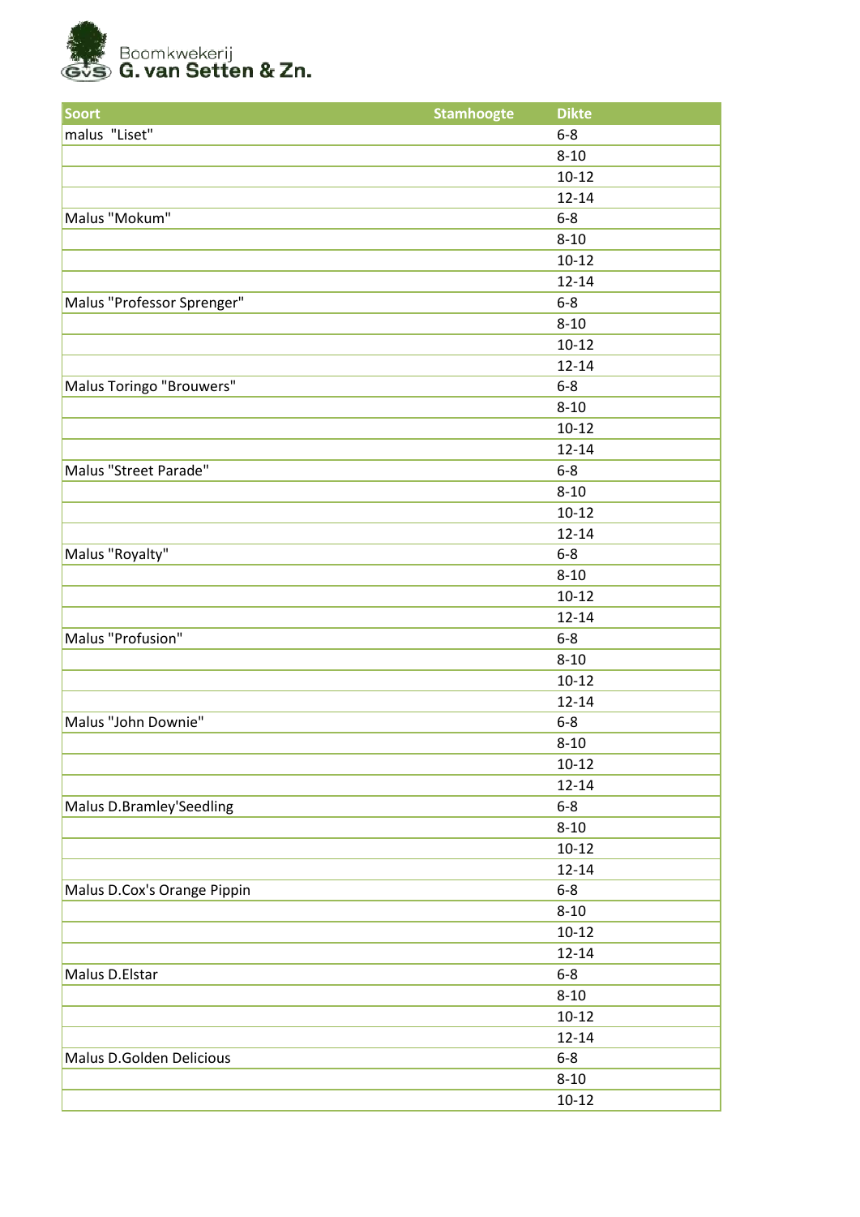Boomkwekerij **G. van Setten & Zn.**

| Soort | Stamhoogte | Dikte |
|---|---|---|
| malus "Liset" | | 6-8 |
| | | 8-10 |
| | | 10-12 |
| | | 12-14 |
| Malus "Mokum" | | 6-8 |
| | | 8-10 |
| | | 10-12 |
| | | 12-14 |
| Malus "Professor Sprenger" | | 6-8 |
| | | 8-10 |
| | | 10-12 |
| | | 12-14 |
| Malus Toringo "Brouwers" | | 6-8 |
| | | 8-10 |
| | | 10-12 |
| | | 12-14 |
| Malus "Street Parade" | | 6-8 |
| | | 8-10 |
| | | 10-12 |
| | | 12-14 |
| Malus "Royalty" | | 6-8 |
| | | 8-10 |
| | | 10-12 |
| | | 12-14 |
| Malus "Profusion" | | 6-8 |
| | | 8-10 |
| | | 10-12 |
| | | 12-14 |
| Malus "John Downie" | | 6-8 |
| | | 8-10 |
| | | 10-12 |
| | | 12-14 |
| Malus D.Bramley'Seedling | | 6-8 |
| | | 8-10 |
| | | 10-12 |
| | | 12-14 |
| Malus D.Cox's Orange Pippin | | 6-8 |
| | | 8-10 |
| | | 10-12 |
| | | 12-14 |
| Malus D.Elstar | | 6-8 |
| | | 8-10 |
| | | 10-12 |
| | | 12-14 |
| Malus D.Golden Delicious | | 6-8 |
| | | 8-10 |
| | | 10-12 |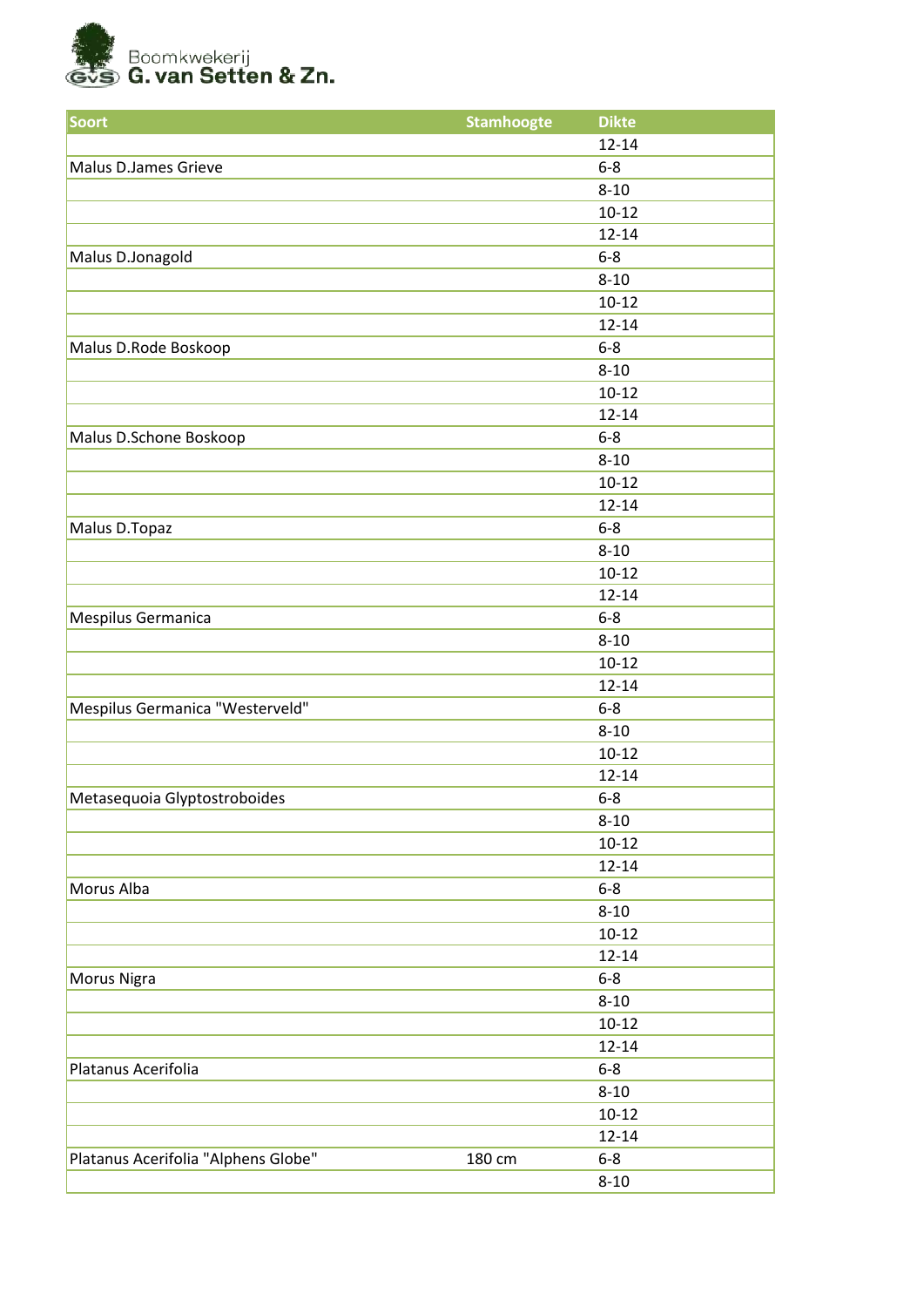Boomkwekerij G. van Setten & Zn.

| Soort | Stamhoogte | Dikte |
|---|---|---|
| | | 12-14 |
| Malus D.James Grieve | | 6-8 |
| | | 8-10 |
| | | 10-12 |
| | | 12-14 |
| Malus D.Jonagold | | 6-8 |
| | | 8-10 |
| | | 10-12 |
| | | 12-14 |
| Malus D.Rode Boskoop | | 6-8 |
| | | 8-10 |
| | | 10-12 |
| | | 12-14 |
| Malus D.Schone Boskoop | | 6-8 |
| | | 8-10 |
| | | 10-12 |
| | | 12-14 |
| Malus D.Topaz | | 6-8 |
| | | 8-10 |
| | | 10-12 |
| | | 12-14 |
| Mespilus Germanica | | 6-8 |
| | | 8-10 |
| | | 10-12 |
| | | 12-14 |
| Mespilus Germanica "Westerveld" | | 6-8 |
| | | 8-10 |
| | | 10-12 |
| | | 12-14 |
| Metasequoia Glyptostroboides | | 6-8 |
| | | 8-10 |
| | | 10-12 |
| | | 12-14 |
| Morus Alba | | 6-8 |
| | | 8-10 |
| | | 10-12 |
| | | 12-14 |
| Morus Nigra | | 6-8 |
| | | 8-10 |
| | | 10-12 |
| | | 12-14 |
| Platanus Acerifolia | | 6-8 |
| | | 8-10 |
| | | 10-12 |
| | | 12-14 |
| Platanus Acerifolia "Alphens Globe" | 180 cm | 6-8 |
| | | 8-10 |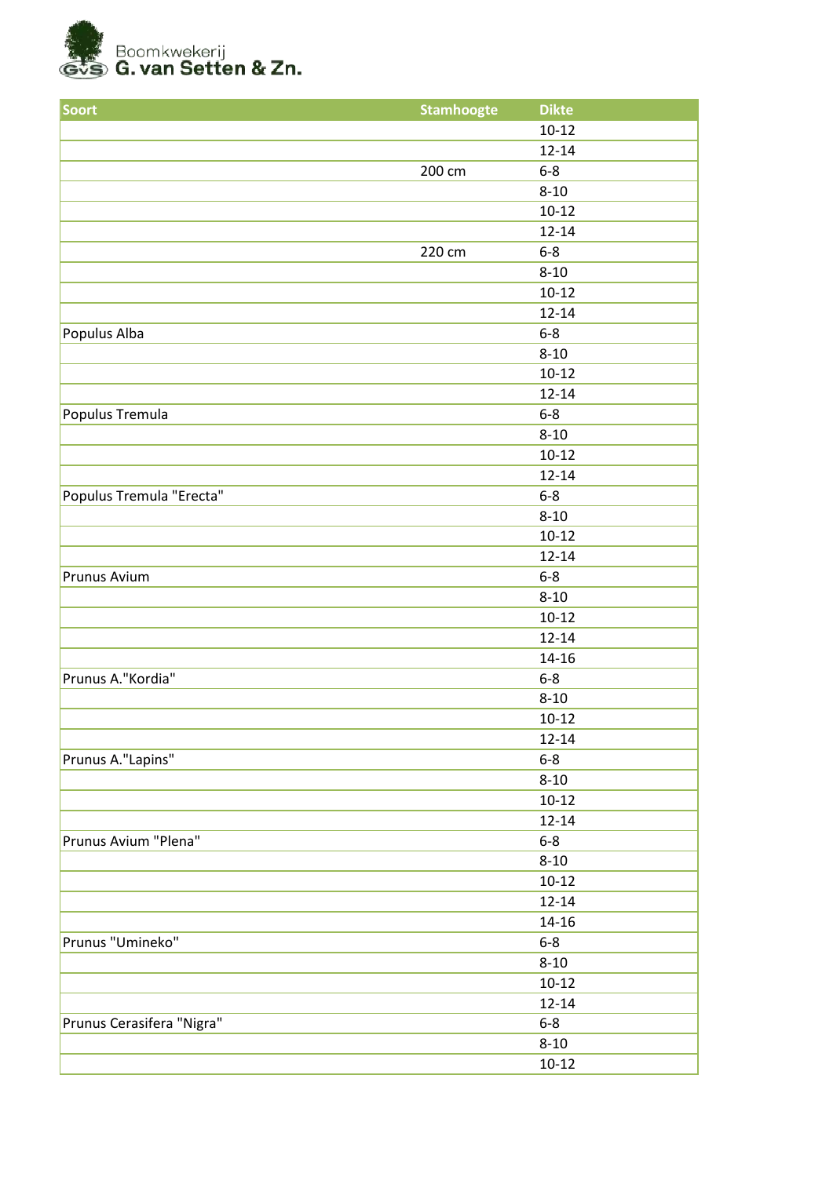Boomkwekerij **G. van Setten & Zn.**

| Soort | Stamhoogte | Dikte |
|---|---|---|
| | | 10-12 |
| | | 12-14 |
| | 200 cm | 6-8 |
| | | 8-10 |
| | | 10-12 |
| | | 12-14 |
| | 220 cm | 6-8 |
| | | 8-10 |
| | | 10-12 |
| | | 12-14 |
| Populus Alba | | 6-8 |
| | | 8-10 |
| | | 10-12 |
| | | 12-14 |
| Populus Tremula | | 6-8 |
| | | 8-10 |
| | | 10-12 |
| | | 12-14 |
| Populus Tremula "Erecta" | | 6-8 |
| | | 8-10 |
| | | 10-12 |
| | | 12-14 |
| Prunus Avium | | 6-8 |
| | | 8-10 |
| | | 10-12 |
| | | 12-14 |
| | | 14-16 |
| Prunus A."Kordia" | | 6-8 |
| | | 8-10 |
| | | 10-12 |
| | | 12-14 |
| Prunus A."Lapins" | | 6-8 |
| | | 8-10 |
| | | 10-12 |
| | | 12-14 |
| Prunus Avium "Plena" | | 6-8 |
| | | 8-10 |
| | | 10-12 |
| | | 12-14 |
| | | 14-16 |
| Prunus "Umineko" | | 6-8 |
| | | 8-10 |
| | | 10-12 |
| | | 12-14 |
| Prunus Cerasifera "Nigra" | | 6-8 |
| | | 8-10 |
| | | 10-12 |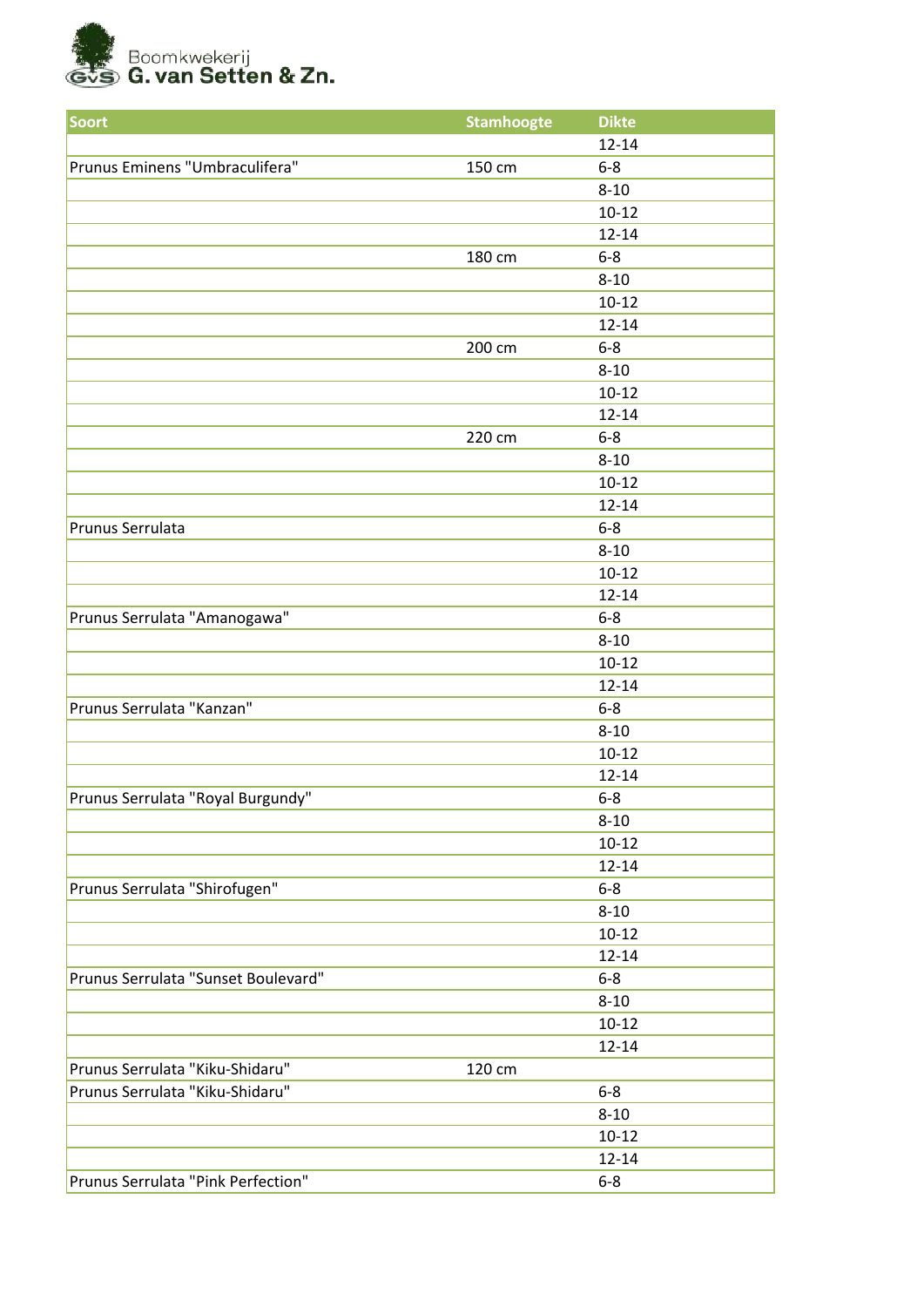Boomkwekerij
G. van Setten & Zn.

| Soort | Stamhoogte | Dikte |
|---|---|---|
| | | 12-14 |
| Prunus Eminens "Umbraculifera" | 150 cm | 6-8 |
| | | 8-10 |
| | | 10-12 |
| | | 12-14 |
| | 180 cm | 6-8 |
| | | 8-10 |
| | | 10-12 |
| | | 12-14 |
| | 200 cm | 6-8 |
| | | 8-10 |
| | | 10-12 |
| | | 12-14 |
| | 220 cm | 6-8 |
| | | 8-10 |
| | | 10-12 |
| | | 12-14 |
| Prunus Serrulata | | 6-8 |
| | | 8-10 |
| | | 10-12 |
| | | 12-14 |
| Prunus Serrulata "Amanogawa" | | 6-8 |
| | | 8-10 |
| | | 10-12 |
| | | 12-14 |
| Prunus Serrulata "Kanzan" | | 6-8 |
| | | 8-10 |
| | | 10-12 |
| | | 12-14 |
| Prunus Serrulata "Royal Burgundy" | | 6-8 |
| | | 8-10 |
| | | 10-12 |
| | | 12-14 |
| Prunus Serrulata "Shirofugen" | | 6-8 |
| | | 8-10 |
| | | 10-12 |
| | | 12-14 |
| Prunus Serrulata "Sunset Boulevard" | | 6-8 |
| | | 8-10 |
| | | 10-12 |
| | | 12-14 |
| Prunus Serrulata "Kiku-Shidaru" | 120 cm | |
| Prunus Serrulata "Kiku-Shidaru" | | 6-8 |
| | | 8-10 |
| | | 10-12 |
| | | 12-14 |
| Prunus Serrulata "Pink Perfection" | | 6-8 |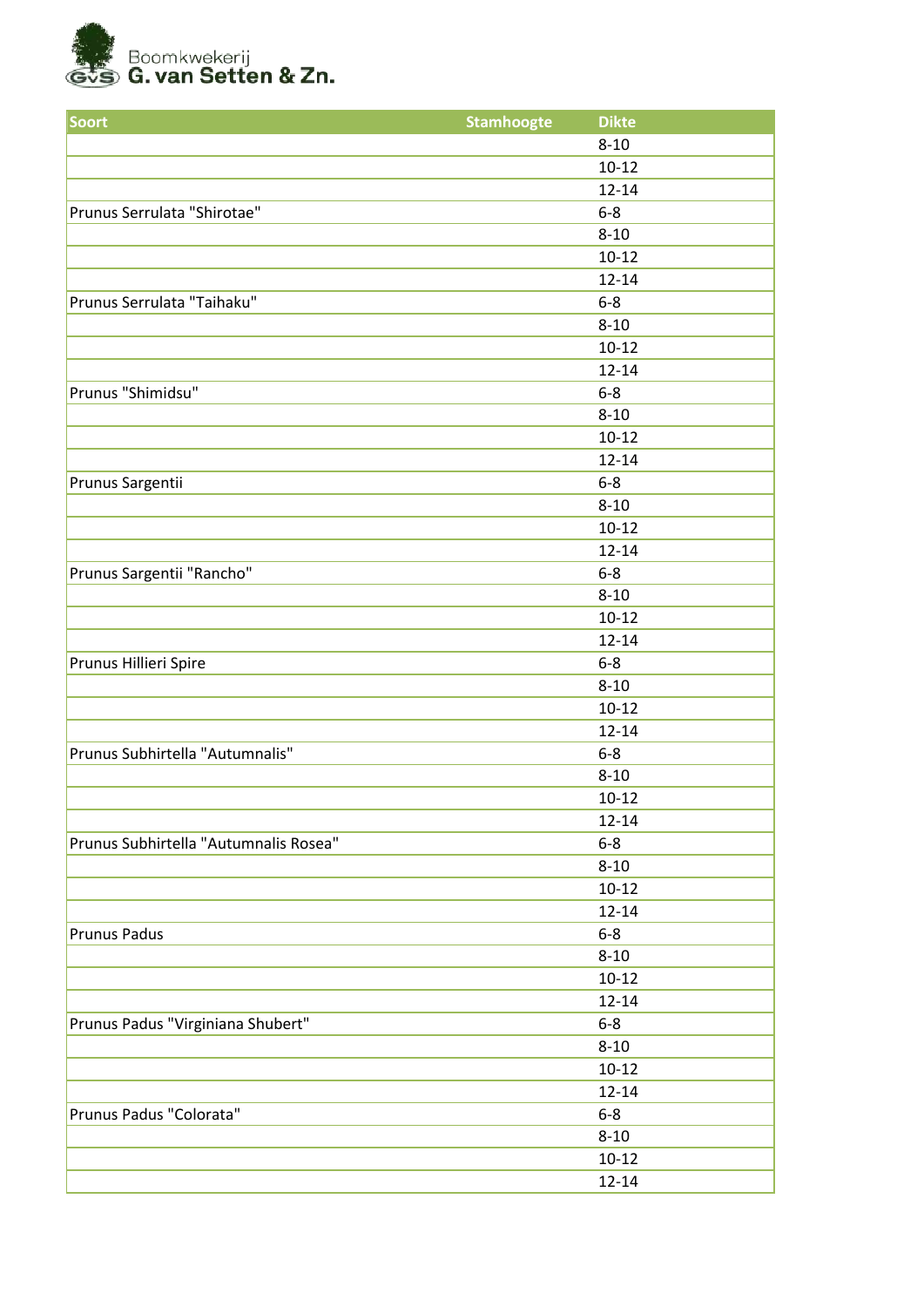Boomkwekerij
**G. van Setten & Zn.**

| Soort | Stamhoogte | Dikte |
| --- | --- | --- |
| | | 8-10 |
| | | 10-12 |
| | | 12-14 |
| Prunus Serrulata "Shirotae" | | 6-8 |
| | | 8-10 |
| | | 10-12 |
| | | 12-14 |
| Prunus Serrulata "Taihaku" | | 6-8 |
| | | 8-10 |
| | | 10-12 |
| | | 12-14 |
| Prunus "Shimidsu" | | 6-8 |
| | | 8-10 |
| | | 10-12 |
| | | 12-14 |
| Prunus Sargentii | | 6-8 |
| | | 8-10 |
| | | 10-12 |
| | | 12-14 |
| Prunus Sargentii "Rancho" | | 6-8 |
| | | 8-10 |
| | | 10-12 |
| | | 12-14 |
| Prunus Hillieri Spire | | 6-8 |
| | | 8-10 |
| | | 10-12 |
| | | 12-14 |
| Prunus Subhirtella "Autumnalis" | | 6-8 |
| | | 8-10 |
| | | 10-12 |
| | | 12-14 |
| Prunus Subhirtella "Autumnalis Rosea" | | 6-8 |
| | | 8-10 |
| | | 10-12 |
| | | 12-14 |
| Prunus Padus | | 6-8 |
| | | 8-10 |
| | | 10-12 |
| | | 12-14 |
| Prunus Padus "Virginiana Shubert" | | 6-8 |
| | | 8-10 |
| | | 10-12 |
| | | 12-14 |
| Prunus Padus "Colorata" | | 6-8 |
| | | 8-10 |
| | | 10-12 |
| | | 12-14 |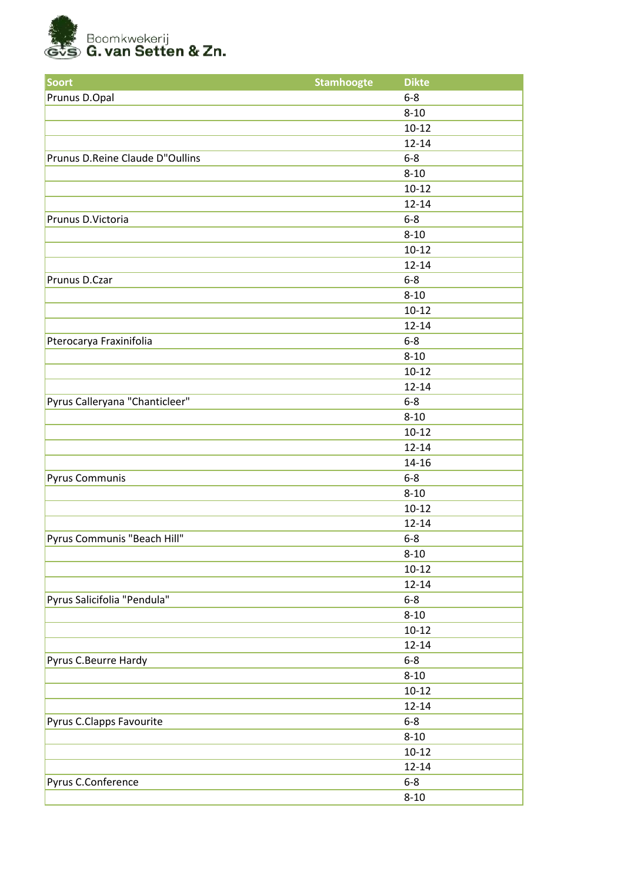Boomkwekerij
G. van Setten & Zn.

| Soort | Stamhoogte | Dikte |
|---|---|---|
| Prunus D.Opal | | 6-8 |
| | | 8-10 |
| | | 10-12 |
| | | 12-14 |
| Prunus D.Reine Claude D"Oullins | | 6-8 |
| | | 8-10 |
| | | 10-12 |
| | | 12-14 |
| Prunus D.Victoria | | 6-8 |
| | | 8-10 |
| | | 10-12 |
| | | 12-14 |
| Prunus D.Czar | | 6-8 |
| | | 8-10 |
| | | 10-12 |
| | | 12-14 |
| Pterocarya Fraxinifolia | | 6-8 |
| | | 8-10 |
| | | 10-12 |
| | | 12-14 |
| Pyrus Calleryana "Chanticleer" | | 6-8 |
| | | 8-10 |
| | | 10-12 |
| | | 12-14 |
| | | 14-16 |
| Pyrus Communis | | 6-8 |
| | | 8-10 |
| | | 10-12 |
| | | 12-14 |
| Pyrus Communis "Beach Hill" | | 6-8 |
| | | 8-10 |
| | | 10-12 |
| | | 12-14 |
| Pyrus Salicifolia "Pendula" | | 6-8 |
| | | 8-10 |
| | | 10-12 |
| | | 12-14 |
| Pyrus C.Beurre Hardy | | 6-8 |
| | | 8-10 |
| | | 10-12 |
| | | 12-14 |
| Pyrus C.Clapps Favourite | | 6-8 |
| | | 8-10 |
| | | 10-12 |
| | | 12-14 |
| Pyrus C.Conference | | 6-8 |
| | | 8-10 |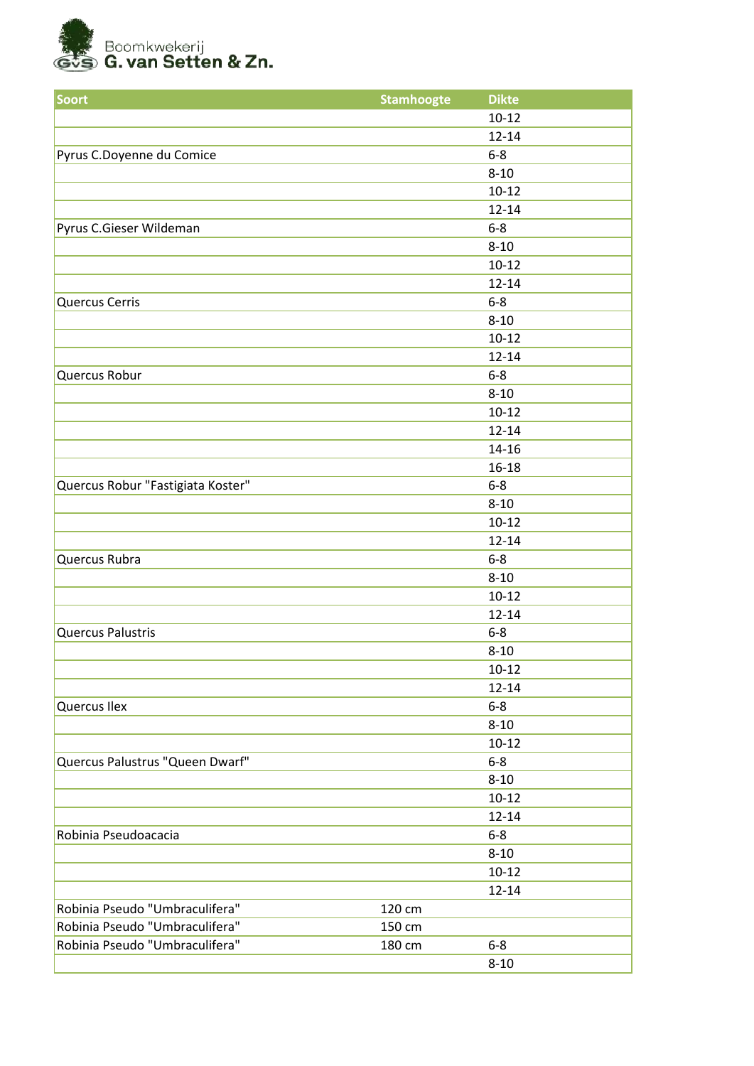Boomkwekerij
G. van Setten & Zn.

| Soort | Stamhoogte | Dikte |
|---|---|---|
| | | 10-12 |
| | | 12-14 |
| Pyrus C.Doyenne du Comice | | 6-8 |
| | | 8-10 |
| | | 10-12 |
| | | 12-14 |
| Pyrus C.Gieser Wildeman | | 6-8 |
| | | 8-10 |
| | | 10-12 |
| | | 12-14 |
| Quercus Cerris | | 6-8 |
| | | 8-10 |
| | | 10-12 |
| | | 12-14 |
| Quercus Robur | | 6-8 |
| | | 8-10 |
| | | 10-12 |
| | | 12-14 |
| | | 14-16 |
| | | 16-18 |
| Quercus Robur "Fastigiata Koster" | | 6-8 |
| | | 8-10 |
| | | 10-12 |
| | | 12-14 |
| Quercus Rubra | | 6-8 |
| | | 8-10 |
| | | 10-12 |
| | | 12-14 |
| Quercus Palustris | | 6-8 |
| | | 8-10 |
| | | 10-12 |
| | | 12-14 |
| Quercus Ilex | | 6-8 |
| | | 8-10 |
| | | 10-12 |
| Quercus Palustrus "Queen Dwarf" | | 6-8 |
| | | 8-10 |
| | | 10-12 |
| | | 12-14 |
| Robinia Pseudoacacia | | 6-8 |
| | | 8-10 |
| | | 10-12 |
| | | 12-14 |
| Robinia Pseudo "Umbraculifera" | 120 cm | |
| Robinia Pseudo "Umbraculifera" | 150 cm | |
| Robinia Pseudo "Umbraculifera" | 180 cm | 6-8 |
| | | 8-10 |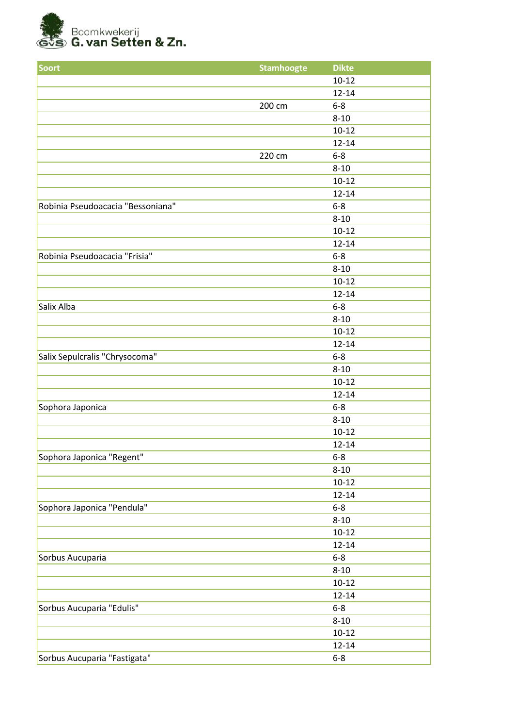Boomkwekerij **G. van Setten & Zn.**

| Soort | Stamhoogte | Dikte |
|---|---|---|
| | | 10-12 |
| | | 12-14 |
| | 200 cm | 6-8 |
| | | 8-10 |
| | | 10-12 |
| | | 12-14 |
| | 220 cm | 6-8 |
| | | 8-10 |
| | | 10-12 |
| | | 12-14 |
| Robinia Pseudoacacia "Bessoniana" | | 6-8 |
| | | 8-10 |
| | | 10-12 |
| | | 12-14 |
| Robinia Pseudoacacia "Frisia" | | 6-8 |
| | | 8-10 |
| | | 10-12 |
| | | 12-14 |
| Salix Alba | | 6-8 |
| | | 8-10 |
| | | 10-12 |
| | | 12-14 |
| Salix Sepulcralis "Chrysocoma" | | 6-8 |
| | | 8-10 |
| | | 10-12 |
| | | 12-14 |
| Sophora Japonica | | 6-8 |
| | | 8-10 |
| | | 10-12 |
| | | 12-14 |
| Sophora Japonica "Regent" | | 6-8 |
| | | 8-10 |
| | | 10-12 |
| | | 12-14 |
| Sophora Japonica "Pendula" | | 6-8 |
| | | 8-10 |
| | | 10-12 |
| | | 12-14 |
| Sorbus Aucuparia | | 6-8 |
| | | 8-10 |
| | | 10-12 |
| | | 12-14 |
| Sorbus Aucuparia "Edulis" | | 6-8 |
| | | 8-10 |
| | | 10-12 |
| | | 12-14 |
| Sorbus Aucuparia "Fastigata" | | 6-8 |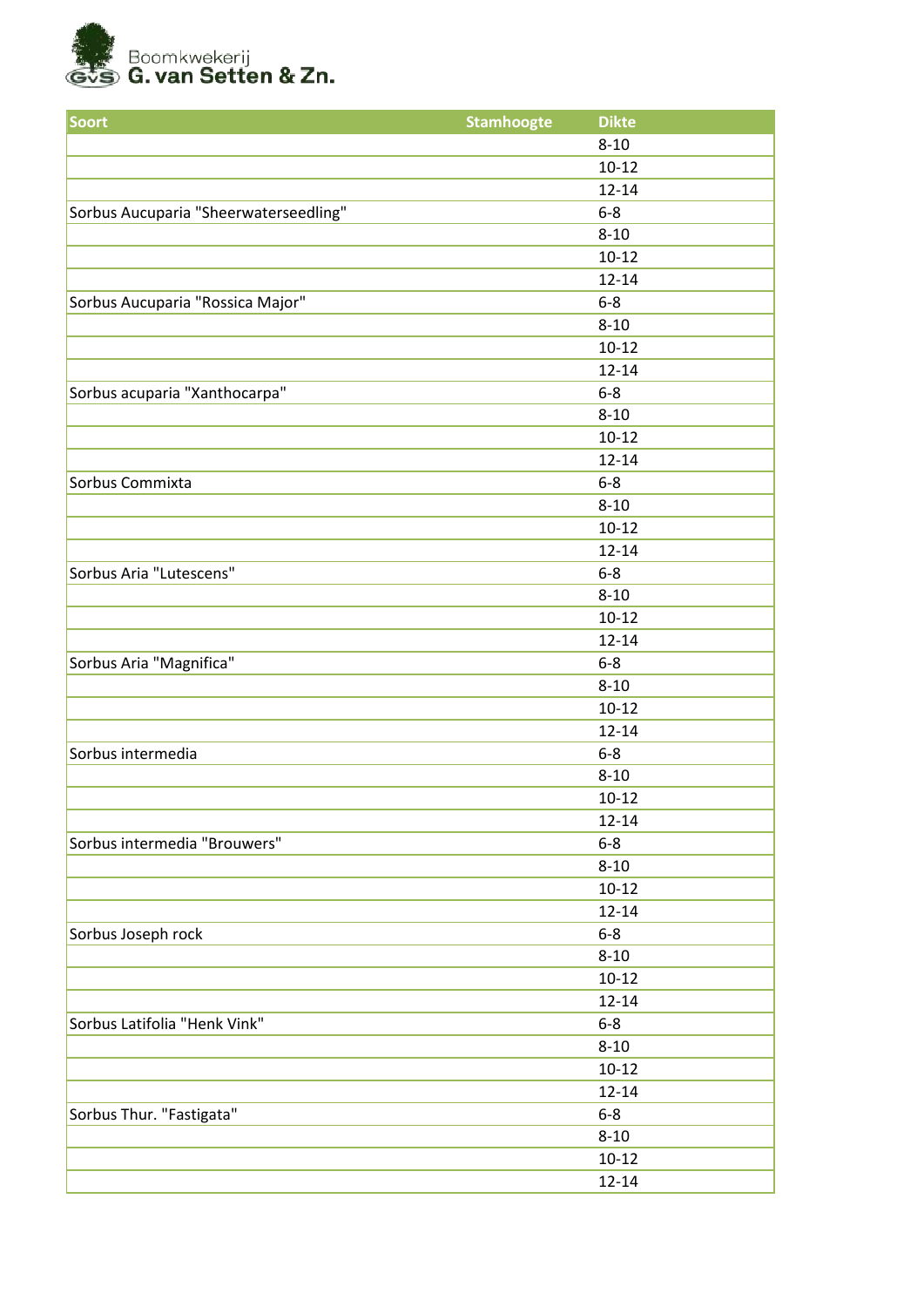Boomkwekerij
G. van Setten & Zn.

| Soort | Stamhoogte | Dikte |
|---|---|---|
| | | 8-10 |
| | | 10-12 |
| | | 12-14 |
| Sorbus Aucuparia "Sheerwaterseedling" | | 6-8 |
| | | 8-10 |
| | | 10-12 |
| | | 12-14 |
| Sorbus Aucuparia "Rossica Major" | | 6-8 |
| | | 8-10 |
| | | 10-12 |
| | | 12-14 |
| Sorbus acuparia "Xanthocarpa" | | 6-8 |
| | | 8-10 |
| | | 10-12 |
| | | 12-14 |
| Sorbus Commixta | | 6-8 |
| | | 8-10 |
| | | 10-12 |
| | | 12-14 |
| Sorbus Aria "Lutescens" | | 6-8 |
| | | 8-10 |
| | | 10-12 |
| | | 12-14 |
| Sorbus Aria "Magnifica" | | 6-8 |
| | | 8-10 |
| | | 10-12 |
| | | 12-14 |
| Sorbus intermedia | | 6-8 |
| | | 8-10 |
| | | 10-12 |
| | | 12-14 |
| Sorbus intermedia "Brouwers" | | 6-8 |
| | | 8-10 |
| | | 10-12 |
| | | 12-14 |
| Sorbus Joseph rock | | 6-8 |
| | | 8-10 |
| | | 10-12 |
| | | 12-14 |
| Sorbus Latifolia "Henk Vink" | | 6-8 |
| | | 8-10 |
| | | 10-12 |
| | | 12-14 |
| Sorbus Thur. "Fastigata" | | 6-8 |
| | | 8-10 |
| | | 10-12 |
| | | 12-14 |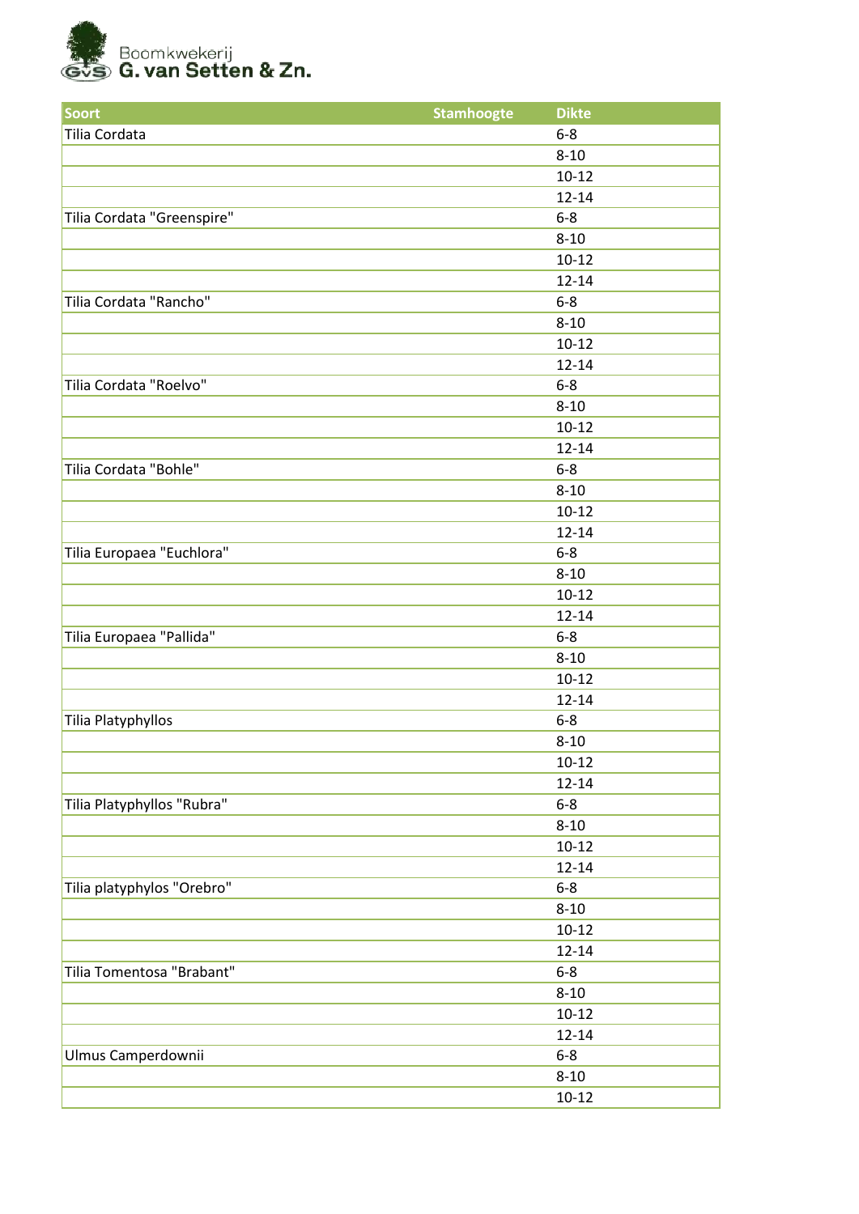Boomkwekerij
**G. van Setten & Zn.**

| Soort | Stamhoogte | Dikte |
|---|---|---|
| Tilia Cordata | | 6-8 |
| | | 8-10 |
| | | 10-12 |
| | | 12-14 |
| Tilia Cordata "Greenspire" | | 6-8 |
| | | 8-10 |
| | | 10-12 |
| | | 12-14 |
| Tilia Cordata "Rancho" | | 6-8 |
| | | 8-10 |
| | | 10-12 |
| | | 12-14 |
| Tilia Cordata "Roelvo" | | 6-8 |
| | | 8-10 |
| | | 10-12 |
| | | 12-14 |
| Tilia Cordata "Bohle" | | 6-8 |
| | | 8-10 |
| | | 10-12 |
| | | 12-14 |
| Tilia Europaea "Euchlora" | | 6-8 |
| | | 8-10 |
| | | 10-12 |
| | | 12-14 |
| Tilia Europaea "Pallida" | | 6-8 |
| | | 8-10 |
| | | 10-12 |
| | | 12-14 |
| Tilia Platyphyllos | | 6-8 |
| | | 8-10 |
| | | 10-12 |
| | | 12-14 |
| Tilia Platyphyllos "Rubra" | | 6-8 |
| | | 8-10 |
| | | 10-12 |
| | | 12-14 |
| Tilia platyphylos "Orebro" | | 6-8 |
| | | 8-10 |
| | | 10-12 |
| | | 12-14 |
| Tilia Tomentosa "Brabant" | | 6-8 |
| | | 8-10 |
| | | 10-12 |
| | | 12-14 |
| Ulmus Camperdownii | | 6-8 |
| | | 8-10 |
| | | 10-12 |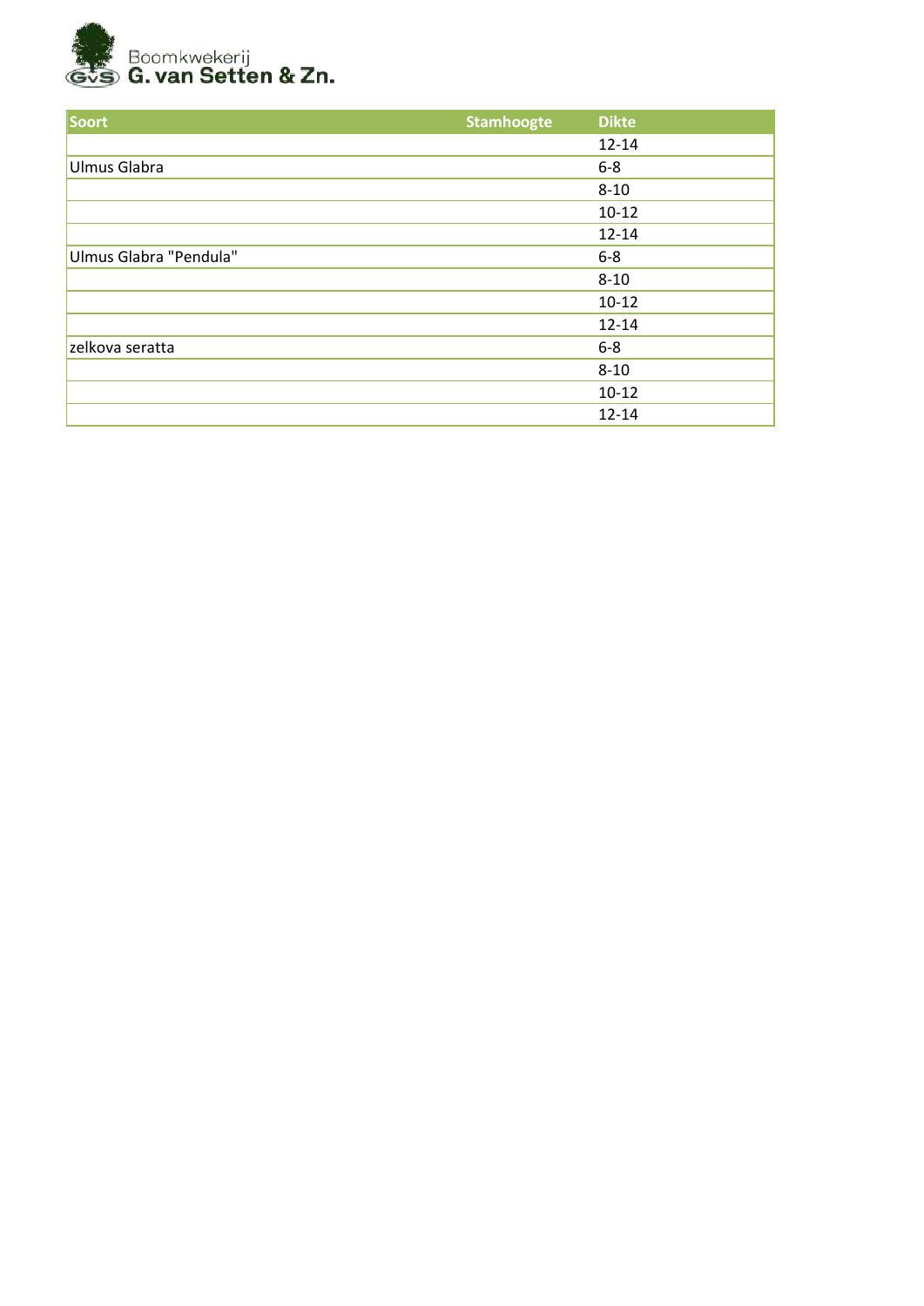Boomkwekerij
G. van Setten & Zn.

| Soort | Stamhoogte | Dikte |
|---|---|---|
| | | 12-14 |
| Ulmus Glabra | | 6-8 |
| | | 8-10 |
| | | 10-12 |
| | | 12-14 |
| Ulmus Glabra "Pendula" | | 6-8 |
| | | 8-10 |
| | | 10-12 |
| | | 12-14 |
| zelkova seratta | | 6-8 |
| | | 8-10 |
| | | 10-12 |
| | | 12-14 |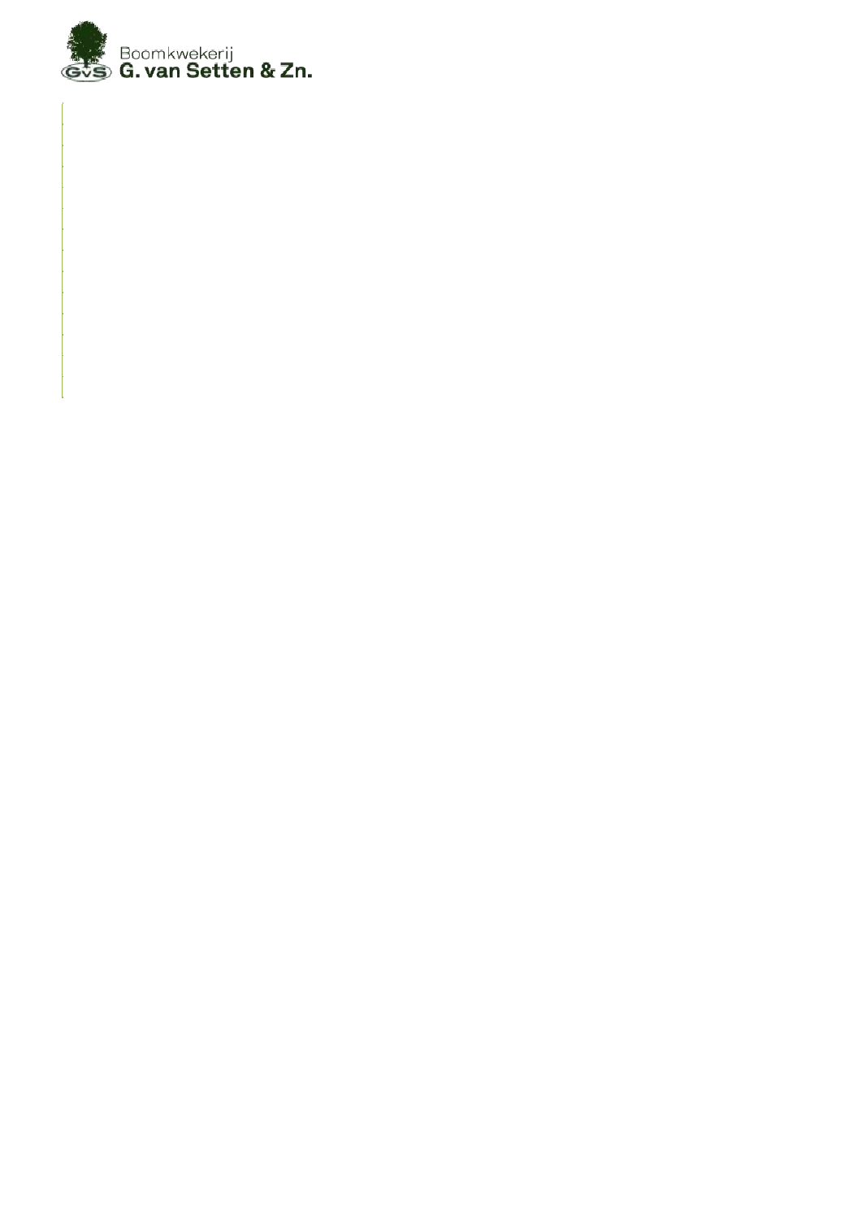Boomkwekerij
G. van Setten & Zn.